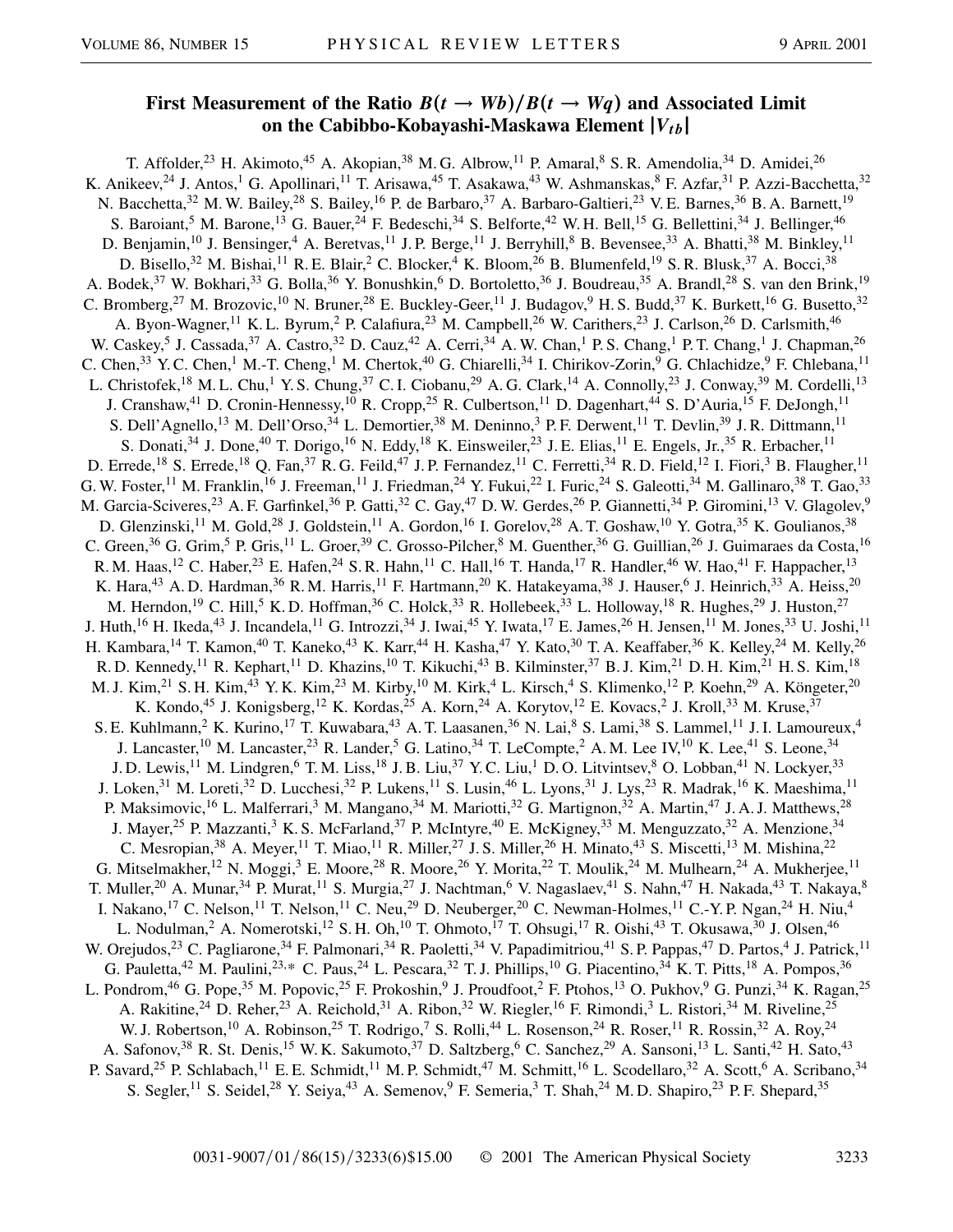# First Measurement of the Ratio $B(t \to Wb)/B(t \to Wq)$ and Associated Limit on the Cabibbo-Kobayashi-Maskawa Element $|V_{tb}|$

T. Affolder,[23] H. Akimoto,[45] A. Akopian,[38] M. G. Albrow,[11] P. Amaral,[8] S. R. Amendolia,[34] D. Amidei,[26] K. Anikeev,[24] J. Antos,[1] G. Apollinari,[11] T. Arisawa,[45] T. Asakawa,[43] W. Ashmanskas,[8] F. Azfar,[31] P. Azzi-Bacchetta,[32] N. Bacchetta,[32] M. W. Bailey,[28] S. Bailey,[16] P. de Barbaro,[37] A. Barbaro-Galtieri,[23] V. E. Barnes,[36] B. A. Barnett,[19] S. Baroiant,[5] M. Barone,[13] G. Bauer,[24] F. Bedeschi,[34] S. Belforte,[42] W. H. Bell,[15] G. Bellettini,[34] J. Bellinger,[46] D. Benjamin,[10] J. Bensinger,[4] A. Beretvas,[11] J. P. Berge,[11] J. Berryhill,[8] B. Bevensee,[33] A. Bhatti,[38] M. Binkley,[11] D. Bisello,[32] M. Bishai,[11] R. E. Blair,[2] C. Blocker,[4] K. Bloom,[26] B. Blumenfeld,[19] S. R. Blusk,[37] A. Bocci,[38] A. Bodek,[37] W. Bokhari,[33] G. Bolla,[36] Y. Bonushkin,[6] D. Bortoletto,[36] J. Boudreau,[35] A. Brandl,[28] S. van den Brink,[19] C. Bromberg,[27] M. Brozovic,[10] N. Bruner,[28] E. Buckley-Geer,[11] J. Budagov,[9] H. S. Budd,[37] K. Burkett,[16] G. Busetto,[32] A. Byon-Wagner,[11] K. L. Byrum,[2] P. Calafiura,[23] M. Campbell,[26] W. Carithers,[23] J. Carlson,[26] D. Carlsmith,[46] W. Caskey,[5] J. Cassada,[37] A. Castro,[32] D. Cauz,[42] A. Cerri,[34] A. W. Chan,[1] P. S. Chang,[1] P. T. Chang,[1] J. Chapman,[26] C. Chen,[33] Y. C. Chen,[1] M.-T. Cheng,[1] M. Chertok,[40] G. Chiarelli,[34] I. Chirikov-Zorin,[9] G. Chlachidze,[9] F. Chlebana,[11] L. Christofek,[18] M. L. Chu,[1] Y. S. Chung,[37] C. I. Ciobanu,[29] A. G. Clark,[14] A. Connolly,[23] J. Conway,[39] M. Cordelli,[13] J. Cranshaw,[41] D. Cronin-Hennessy,[10] R. Cropp,[25] R. Culbertson,[11] D. Dagenhart,[44] S. D'Auria,[15] F. DeJongh,[11] S. Dell'Agnello,[13] M. Dell'Orso,[34] L. Demortier,[38] M. Deninno,[3] P. F. Derwent,[11] T. Devlin,[39] J. R. Dittmann,[11] S. Donati,[34] J. Done,[40] T. Dorigo,[16] N. Eddy,[18] K. Einsweiler,[23] J. E. Elias,[11] E. Engels, Jr.,[35] R. Erbacher,[11] D. Errede,[18] S. Errede,[18] Q. Fan,[37] R. G. Feild,[47] J. P. Fernandez,[11] C. Ferretti,[34] R. D. Field,[12] I. Fiori,[3] B. Flaugher,[11] G. W. Foster,[11] M. Franklin,[16] J. Freeman,[11] J. Friedman,[24] Y. Fukui,[22] I. Furic,[24] S. Galeotti,[34] M. Gallinaro,[38] T. Gao,[33] M. Garcia-Sciveres,[23] A. F. Garfinkel,[36] P. Gatti,[32] C. Gay,[47] D. W. Gerdes,[26] P. Giannetti,[34] P. Giromini,[13] V. Glagolev,[9] D. Glenzinski,[11] M. Gold,[28] J. Goldstein,[11] A. Gordon,[16] I. Gorelov,[28] A. T. Goshaw,[10] Y. Gotra,[35] K. Goulianos,[38] C. Green,[36] G. Grim,[5] P. Gris,[11] L. Groer,[39] C. Grosso-Pilcher,[8] M. Guenther,[36] G. Guillian,[26] J. Guimaraes da Costa,[16] R. M. Haas,[12] C. Haber,[23] E. Hafen,[24] S. R. Hahn,[11] C. Hall,[16] T. Handa,[17] R. Handler,[46] W. Hao,[41] F. Happacher,[13] K. Hara,[43] A. D. Hardman,[36] R. M. Harris,[11] F. Hartmann,[20] K. Hatakeyama,[38] J. Hauser,[6] J. Heinrich,[33] A. Heiss,[20] M. Herndon,[19] C. Hill,[5] K. D. Hoffman,[36] C. Holck,[33] R. Hollebeek,[33] L. Holloway,[18] R. Hughes,[29] J. Huston,[27] J. Huth,[16] H. Ikeda,[43] J. Incandela,[11] G. Introzzi,[34] J. Iwai,[45] Y. Iwata,[17] E. James,[26] H. Jensen,[11] M. Jones,[33] U. Joshi,[11] H. Kambara,[14] T. Kamon,[40] T. Kaneko,[43] K. Karr,[44] H. Kasha,[47] Y. Kato,[30] T. A. Keaffaber,[36] K. Kelley,[24] M. Kelly,[26] R. D. Kennedy,[11] R. Kephart,[11] D. Khazins,[10] T. Kikuchi,[43] B. Kilminster,[37] B. J. Kim,[21] D. H. Kim,[21] H. S. Kim,[18] M. J. Kim,[21] S. H. Kim,[43] Y. K. Kim,[23] M. Kirby,[10] M. Kirk,[4] L. Kirsch,[4] S. Klimenko,[12] P. Koehn,[29] A. Köngeter,[20] K. Kondo,[45] J. Konigsberg,[12] K. Kordas,[25] A. Korn,[24] A. Korytov,[12] E. Kovacs,[2] J. Kroll,[33] M. Kruse,[37] S. E. Kuhlmann,[2] K. Kurino,[17] T. Kuwabara,[43] A. T. Laasanen,[36] N. Lai,[8] S. Lami,[38] S. Lammel,[11] J. I. Lamoureux,[4] J. Lancaster,[10] M. Lancaster,[23] R. Lander,[5] G. Latino,[34] T. LeCompte,[2] A. M. Lee IV,[10] K. Lee,[41] S. Leone,[34] J. D. Lewis,[11] M. Lindgren,[6] T. M. Liss,[18] J. B. Liu,[37] Y. C. Liu,[1] D. O. Litvintsev,[8] O. Lobban,[41] N. Lockyer,[33] J. Loken,[31] M. Loreti,[32] D. Lucchesi,[32] P. Lukens,[11] S. Lusin,[46] L. Lyons,[31] J. Lys,[23] R. Madrak,[16] K. Maeshima,[11] P. Maksimovic,[16] L. Malferrari,[3] M. Mangano,[34] M. Mariotti,[32] G. Martignon,[32] A. Martin,[47] J. A. J. Matthews,[28] J. Mayer,[25] P. Mazzanti,[3] K. S. McFarland,[37] P. McIntyre,[40] E. McKigney,[33] M. Menguzzato,[32] A. Menzione,[34] C. Mesropian,[38] A. Meyer,[11] T. Miao,[11] R. Miller,[27] J. S. Miller,[26] H. Minato,[43] S. Miscetti,[13] M. Mishina,[22] G. Mitselmakher,[12] N. Moggi,[3] E. Moore,[28] R. Moore,[26] Y. Morita,[22] T. Moulik,[24] M. Mulhearn,[24] A. Mukherjee,[11] T. Muller,[20] A. Munar,[34] P. Murat,[11] S. Murgia,[27] J. Nachtman,[6] V. Nagaslaev,[41] S. Nahn,[47] H. Nakada,[43] T. Nakaya,[8] I. Nakano,[17] C. Nelson,[11] T. Nelson,[11] C. Neu,[29] D. Neuberger,[20] C. Newman-Holmes,[11] C.-Y. P. Ngan,[24] H. Niu,[4] L. Nodulman,[2] A. Nomerotski,[12] S. H. Oh,[10] T. Ohmoto,[17] T. Ohsugi,[17] R. Oishi,[43] T. Okusawa,[30] J. Olsen,[46] W. Orejudos,[23] C. Pagliarone,[34] F. Palmonari,[34] R. Paoletti,[34] V. Papadimitriou,[41] S. P. Pappas,[47] D. Partos,[4] J. Patrick,[11] G. Pauletta,[42] M. Paulini,[23,*] C. Paus,[24] L. Pescara,[32] T. J. Phillips,[10] G. Piacentino,[34] K. T. Pitts,[18] A. Pompos,[36] L. Pondrom,[46] G. Pope,[35] M. Popovic,[25] F. Prokoshin,[9] J. Proudfoot,[2] F. Ptohos,[13] O. Pukhov,[9] G. Punzi,[34] K. Ragan,[25] A. Rakitine,[24] D. Reher,[23] A. Reichold,[31] A. Ribon,[32] W. Riegler,[16] F. Rimondi,[3] L. Ristori,[34] M. Riveline,[25] W. J. Robertson,[10] A. Robinson,[25] T. Rodrigo,[7] S. Rolli,[44] L. Rosenson,[24] R. Roser,[11] R. Rossin,[32] A. Roy,[24] A. Safonov,[38] R. St. Denis,[15] W. K. Sakumoto,[37] D. Saltzberg,[6] C. Sanchez,[29] A. Sansoni,[13] L. Santi,[42] H. Sato,[43] P. Savard,[25] P. Schlabach,[11] E. E. Schmidt,[11] M. P. Schmidt,[47] M. Schmitt,[16] L. Scodellaro,[32] A. Scott,[6] A. Scribano,[34] S. Segler,[11] S. Seidel,[28] Y. Seiya,[43] A. Semenov,[9] F. Semeria,[3] T. Shah,[24] M. D. Shapiro,[23] P. F. Shepard,[35]

0031-9007/01/86(15)/3233(6)$15.00 © 2001 The American Physical Society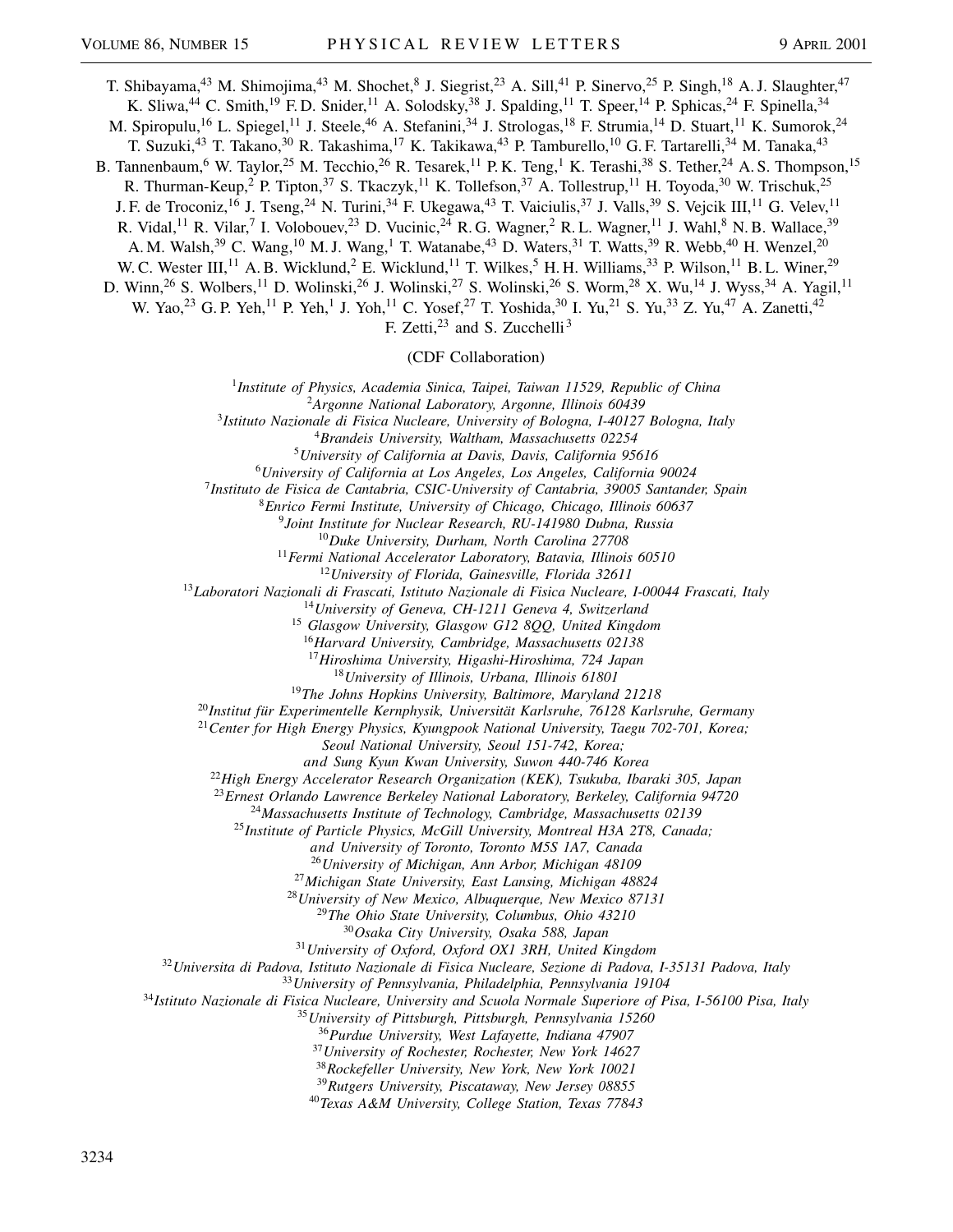T. Shibayama,[43] M. Shimojima,[43] M. Shochet,[8] J. Siegrist,[23] A. Sill,[41] P. Sinervo,[25] P. Singh,[18] A. J. Slaughter,[47] K. Sliwa,[44] C. Smith,[19] F. D. Snider,[11] A. Solodsky,[38] J. Spalding,[11] T. Speer,[14] P. Sphicas,[24] F. Spinella,[34] M. Spiropulu,[16] L. Spiegel,[11] J. Steele,[46] A. Stefanini,[34] J. Strologas,[18] F. Strumia,[14] D. Stuart,[11] K. Sumorok,[24] T. Suzuki,[43] T. Takano,[30] R. Takashima,[17] K. Takikawa,[43] P. Tamburello,[10] G. F. Tartarelli,[34] M. Tanaka,[43] B. Tannenbaum,[6] W. Taylor,[25] M. Tecchio,[26] R. Tesarek,[11] P. K. Teng,[1] K. Terashi,[38] S. Tether,[24] A. S. Thompson,[15] R. Thurman-Keup,[2] P. Tipton,[37] S. Tkaczyk,[11] K. Tollefson,[37] A. Tollestrup,[11] H. Toyoda,[30] W. Trischuk,[25] J. F. de Troconiz,[16] J. Tseng,[24] N. Turini,[34] F. Ukegawa,[43] T. Vaiciulis,[37] J. Valls,[39] S. Vejcik III,[11] G. Velev,[11] R. Vidal,[11] R. Vilar,[7] I. Volobouev,[23] D. Vucinic,[24] R. G. Wagner,[2] R. L. Wagner,[11] J. Wahl,[8] N. B. Wallace,[39] A. M. Walsh,[39] C. Wang,[10] M. J. Wang,[1] T. Watanabe,[43] D. Waters,[31] T. Watts,[39] R. Webb,[40] H. Wenzel,[20] W. C. Wester III,[11] A. B. Wicklund,[2] E. Wicklund,[11] T. Wilkes,[5] H. H. Williams,[33] P. Wilson,[11] B. L. Winer,[29] D. Winn,[26] S. Wolbers,[11] D. Wolinski,[26] J. Wolinski,[27] S. Wolinski,[26] S. Worm,[28] X. Wu,[14] J. Wyss,[34] A. Yagil,[11] W. Yao,[23] G. P. Yeh,[11] P. Yeh,[1] J. Yoh,[11] C. Yosef,[27] T. Yoshida,[30] I. Yu,[21] S. Yu,[33] Z. Yu,[47] A. Zanetti,[42] F. Zetti,[23] and S. Zucchelli[3]

(CDF Collaboration)

[1] *Institute of Physics, Academia Sinica, Taipei, Taiwan 11529, Republic of China*
[2] *Argonne National Laboratory, Argonne, Illinois 60439*
[3] *Istituto Nazionale di Fisica Nucleare, University of Bologna, I-40127 Bologna, Italy*
[4] *Brandeis University, Waltham, Massachusetts 02254*
[5] *University of California at Davis, Davis, California 95616*
[6] *University of California at Los Angeles, Los Angeles, California 90024*
[7] *Instituto de Fisica de Cantabria, CSIC-University of Cantabria, 39005 Santander, Spain*
[8] *Enrico Fermi Institute, University of Chicago, Chicago, Illinois 60637*
[9] *Joint Institute for Nuclear Research, RU-141980 Dubna, Russia*
[10] *Duke University, Durham, North Carolina 27708*
[11] *Fermi National Accelerator Laboratory, Batavia, Illinois 60510*
[12] *University of Florida, Gainesville, Florida 32611*
[13] *Laboratori Nazionali di Frascati, Istituto Nazionale di Fisica Nucleare, I-00044 Frascati, Italy*
[14] *University of Geneva, CH-1211 Geneva 4, Switzerland*
[15] *Glasgow University, Glasgow G12 8QQ, United Kingdom*
[16] *Harvard University, Cambridge, Massachusetts 02138*
[17] *Hiroshima University, Higashi-Hiroshima, 724 Japan*
[18] *University of Illinois, Urbana, Illinois 61801*
[19] *The Johns Hopkins University, Baltimore, Maryland 21218*
[20] *Institut für Experimentelle Kernphysik, Universität Karlsruhe, 76128 Karlsruhe, Germany*
[21] *Center for High Energy Physics, Kyungpook National University, Taegu 702-701, Korea; Seoul National University, Seoul 151-742, Korea; and Sung Kyun Kwan University, Suwon 440-746 Korea*
[22] *High Energy Accelerator Research Organization (KEK), Tsukuba, Ibaraki 305, Japan*
[23] *Ernest Orlando Lawrence Berkeley National Laboratory, Berkeley, California 94720*
[24] *Massachusetts Institute of Technology, Cambridge, Massachusetts 02139*
[25] *Institute of Particle Physics, McGill University, Montreal H3A 2T8, Canada; and University of Toronto, Toronto M5S 1A7, Canada*
[26] *University of Michigan, Ann Arbor, Michigan 48109*
[27] *Michigan State University, East Lansing, Michigan 48824*
[28] *University of New Mexico, Albuquerque, New Mexico 87131*
[29] *The Ohio State University, Columbus, Ohio 43210*
[30] *Osaka City University, Osaka 588, Japan*
[31] *University of Oxford, Oxford OX1 3RH, United Kingdom*
[32] *Universita di Padova, Istituto Nazionale di Fisica Nucleare, Sezione di Padova, I-35131 Padova, Italy*
[33] *University of Pennsylvania, Philadelphia, Pennsylvania 19104*
[34] *Istituto Nazionale di Fisica Nucleare, University and Scuola Normale Superiore of Pisa, I-56100 Pisa, Italy*
[35] *University of Pittsburgh, Pittsburgh, Pennsylvania 15260*
[36] *Purdue University, West Lafayette, Indiana 47907*
[37] *University of Rochester, Rochester, New York 14627*
[38] *Rockefeller University, New York, New York 10021*
[39] *Rutgers University, Piscataway, New Jersey 08855*
[40] *Texas A&M University, College Station, Texas 77843*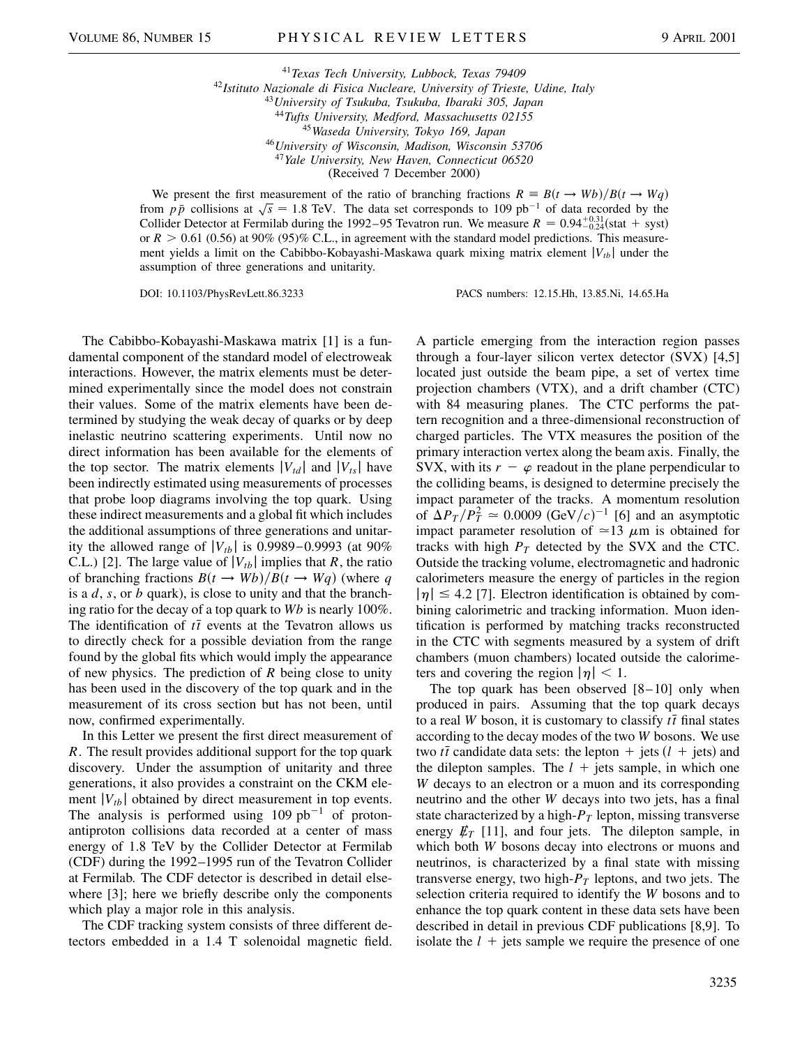[41] *Texas Tech University, Lubbock, Texas 79409*
[42] *Istituto Nazionale di Fisica Nucleare, University of Trieste, Udine, Italy*
[43] *University of Tsukuba, Tsukuba, Ibaraki 305, Japan*
[44] *Tufts University, Medford, Massachusetts 02155*
[45] *Waseda University, Tokyo 169, Japan*
[46] *University of Wisconsin, Madison, Wisconsin 53706*
[47] *Yale University, New Haven, Connecticut 06520*
(Received 7 December 2000)

We present the first measurement of the ratio of branching fractions $R \equiv B(t \to Wb)/B(t \to Wq)$ from $p\bar{p}$ collisions at $\sqrt{s} = 1.8$ TeV. The data set corresponds to 109 pb$^{-1}$ of data recorded by the Collider Detector at Fermilab during the 1992–95 Tevatron run. We measure $R = 0.94^{+0.31}_{-0.24}$(stat + syst) or $R > 0.61$ (0.56) at 90% (95)% C.L., in agreement with the standard model predictions. This measurement yields a limit on the Cabibbo-Kobayashi-Maskawa quark mixing matrix element $|V_{tb}|$ under the assumption of three generations and unitarity.

DOI: 10.1103/PhysRevLett.86.3233 PACS numbers: 12.15.Hh, 13.85.Ni, 14.65.Ha

The Cabibbo-Kobayashi-Maskawa matrix [1] is a fundamental component of the standard model of electroweak interactions. However, the matrix elements must be determined experimentally since the model does not constrain their values. Some of the matrix elements have been determined by studying the weak decay of quarks or by deep inelastic neutrino scattering experiments. Until now no direct information has been available for the elements of the top sector. The matrix elements $|V_{td}|$ and $|V_{ts}|$ have been indirectly estimated using measurements of processes that probe loop diagrams involving the top quark. Using these indirect measurements and a global fit which includes the additional assumptions of three generations and unitarity the allowed range of $|V_{tb}|$ is 0.9989–0.9993 (at 90% C.L.) [2]. The large value of $|V_{tb}|$ implies that $R$, the ratio of branching fractions $B(t \to Wb)/B(t \to Wq)$ (where $q$ is a $d$, $s$, or $b$ quark), is close to unity and that the branching ratio for the decay of a top quark to $Wb$ is nearly 100%. The identification of $t\bar{t}$ events at the Tevatron allows us to directly check for a possible deviation from the range found by the global fits which would imply the appearance of new physics. The prediction of $R$ being close to unity has been used in the discovery of the top quark and in the measurement of its cross section but has not been, until now, confirmed experimentally.

In this Letter we present the first direct measurement of $R$. The result provides additional support for the top quark discovery. Under the assumption of unitarity and three generations, it also provides a constraint on the CKM element $|V_{tb}|$ obtained by direct measurement in top events. The analysis is performed using 109 pb$^{-1}$ of proton-antiproton collisions data recorded at a center of mass energy of 1.8 TeV by the Collider Detector at Fermilab (CDF) during the 1992–1995 run of the Tevatron Collider at Fermilab. The CDF detector is described in detail elsewhere [3]; here we briefly describe only the components which play a major role in this analysis.

The CDF tracking system consists of three different detectors embedded in a 1.4 T solenoidal magnetic field. A particle emerging from the interaction region passes through a four-layer silicon vertex detector (SVX) [4,5] located just outside the beam pipe, a set of vertex time projection chambers (VTX), and a drift chamber (CTC) with 84 measuring planes. The CTC performs the pattern recognition and a three-dimensional reconstruction of charged particles. The VTX measures the position of the primary interaction vertex along the beam axis. Finally, the SVX, with its $r - \varphi$ readout in the plane perpendicular to the colliding beams, is designed to determine precisely the impact parameter of the tracks. A momentum resolution of $\Delta P_T/P_T^2 \simeq 0.0009$ (GeV/$c$)$^{-1}$ [6] and an asymptotic impact parameter resolution of $\simeq$13 $\mu$m is obtained for tracks with high $P_T$ detected by the SVX and the CTC. Outside the tracking volume, electromagnetic and hadronic calorimeters measure the energy of particles in the region $|\eta| \leq 4.2$ [7]. Electron identification is obtained by combining calorimetric and tracking information. Muon identification is performed by matching tracks reconstructed in the CTC with segments measured by a system of drift chambers (muon chambers) located outside the calorimeters and covering the region $|\eta| < 1$.

The top quark has been observed [8–10] only when produced in pairs. Assuming that the top quark decays to a real $W$ boson, it is customary to classify $t\bar{t}$ final states according to the decay modes of the two $W$ bosons. We use two $t\bar{t}$ candidate data sets: the lepton + jets ($l$ + jets) and the dilepton samples. The $l$ + jets sample, in which one $W$ decays to an electron or a muon and its corresponding neutrino and the other $W$ decays into two jets, has a final state characterized by a high-$P_T$ lepton, missing transverse energy $\not\!\!E_T$ [11], and four jets. The dilepton sample, in which both $W$ bosons decay into electrons or muons and neutrinos, is characterized by a final state with missing transverse energy, two high-$P_T$ leptons, and two jets. The selection criteria required to identify the $W$ bosons and to enhance the top quark content in these data sets have been described in detail in previous CDF publications [8,9]. To isolate the $l$ + jets sample we require the presence of one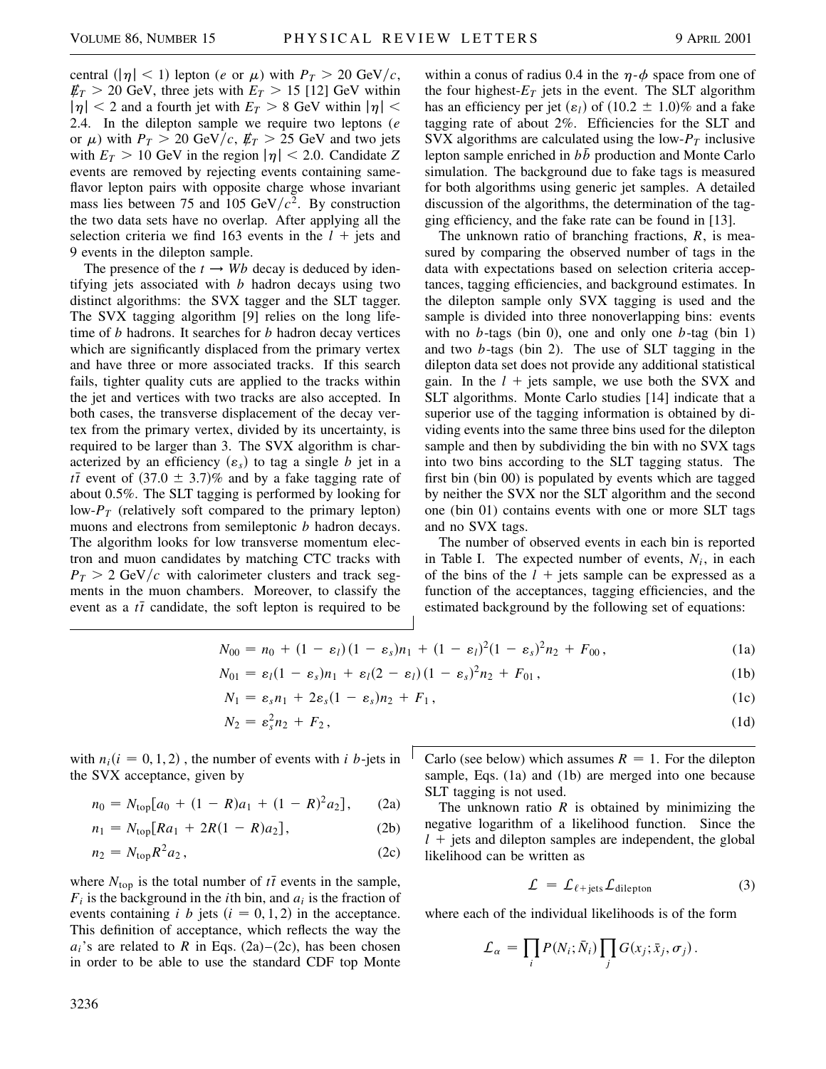central ($|\eta| < 1$) lepton ($e$ or $\mu$) with $P_T > 20$ GeV/$c$, $\not{E}_T > 20$ GeV, three jets with $E_T > 15$ [12] GeV within $|\eta| < 2$ and a fourth jet with $E_T > 8$ GeV within $|\eta| < 2.4$. In the dilepton sample we require two leptons ($e$ or $\mu$) with $P_T > 20$ GeV/$c$, $\not{E}_T > 25$ GeV and two jets with $E_T > 10$ GeV in the region $|\eta| < 2.0$. Candidate $Z$ events are removed by rejecting events containing same-flavor lepton pairs with opposite charge whose invariant mass lies between 75 and 105 GeV/$c^2$. By construction the two data sets have no overlap. After applying all the selection criteria we find 163 events in the $l$ + jets and 9 events in the dilepton sample.

The presence of the $t \to Wb$ decay is deduced by identifying jets associated with $b$ hadron decays using two distinct algorithms: the SVX tagger and the SLT tagger. The SVX tagging algorithm [9] relies on the long lifetime of $b$ hadrons. It searches for $b$ hadron decay vertices which are significantly displaced from the primary vertex and have three or more associated tracks. If this search fails, tighter quality cuts are applied to the tracks within the jet and vertices with two tracks are also accepted. In both cases, the transverse displacement of the decay vertex from the primary vertex, divided by its uncertainty, is required to be larger than 3. The SVX algorithm is characterized by an efficiency ($\varepsilon_s$) to tag a single $b$ jet in a $t\bar{t}$ event of $(37.0 \pm 3.7)\%$ and by a fake tagging rate of about 0.5%. The SLT tagging is performed by looking for low-$P_T$ (relatively soft compared to the primary lepton) muons and electrons from semileptonic $b$ hadron decays. The algorithm looks for low transverse momentum electron and muon candidates by matching CTC tracks with $P_T > 2$ GeV/$c$ with calorimeter clusters and track segments in the muon chambers. Moreover, to classify the event as a $t\bar{t}$ candidate, the soft lepton is required to be within a conus of radius 0.4 in the $\eta$-$\phi$ space from one of the four highest-$E_T$ jets in the event. The SLT algorithm has an efficiency per jet ($\varepsilon_l$) of $(10.2 \pm 1.0)\%$ and a fake tagging rate of about 2%. Efficiencies for the SLT and SVX algorithms are calculated using the low-$P_T$ inclusive lepton sample enriched in $b\bar{b}$ production and Monte Carlo simulation. The background due to fake tags is measured for both algorithms using generic jet samples. A detailed discussion of the algorithms, the determination of the tagging efficiency, and the fake rate can be found in [13].

The unknown ratio of branching fractions, $R$, is measured by comparing the observed number of tags in the data with expectations based on selection criteria acceptances, tagging efficiencies, and background estimates. In the dilepton sample only SVX tagging is used and the sample is divided into three nonoverlapping bins: events with no $b$-tags (bin 0), one and only one $b$-tag (bin 1) and two $b$-tags (bin 2). The use of SLT tagging in the dilepton data set does not provide any additional statistical gain. In the $l$ + jets sample, we use both the SVX and SLT algorithms. Monte Carlo studies [14] indicate that a superior use of the tagging information is obtained by dividing events into the same three bins used for the dilepton sample and then by subdividing the bin with no SVX tags into two bins according to the SLT tagging status. The first bin (bin 00) is populated by events which are tagged by neither the SVX nor the SLT algorithm and the second one (bin 01) contains events with one or more SLT tags and no SVX tags.

The number of observed events in each bin is reported in Table I. The expected number of events, $N_i$, in each of the bins of the $l$ + jets sample can be expressed as a function of the acceptances, tagging efficiencies, and the estimated background by the following set of equations:

$$N_{00} = n_0 + (1 - \varepsilon_l)(1 - \varepsilon_s)n_1 + (1 - \varepsilon_l)^2(1 - \varepsilon_s)^2 n_2 + F_{00}, \tag{1a}$$

$$N_{01} = \varepsilon_l(1 - \varepsilon_s)n_1 + \varepsilon_l(2 - \varepsilon_l)(1 - \varepsilon_s)^2 n_2 + F_{01}, \tag{1b}$$

$$N_1 = \varepsilon_s n_1 + 2\varepsilon_s(1 - \varepsilon_s)n_2 + F_1, \tag{1c}$$

$$N_2 = \varepsilon_s^2 n_2 + F_2, \tag{1d}$$

with $n_i (i = 0, 1, 2)$, the number of events with $i$ $b$-jets in the SVX acceptance, given by

$$n_0 = N_{\text{top}}[a_0 + (1 - R)a_1 + (1 - R)^2 a_2], \tag{2a}$$

$$n_1 = N_{\text{top}}[Ra_1 + 2R(1 - R)a_2], \tag{2b}$$

$$n_2 = N_{\text{top}} R^2 a_2, \tag{2c}$$

where $N_{\text{top}}$ is the total number of $t\bar{t}$ events in the sample, $F_i$ is the background in the $i$th bin, and $a_i$ is the fraction of events containing $i$ $b$ jets ($i = 0, 1, 2$) in the acceptance. This definition of acceptance, which reflects the way the $a_i$'s are related to $R$ in Eqs. (2a)–(2c), has been chosen in order to be able to use the standard CDF top Monte Carlo (see below) which assumes $R = 1$. For the dilepton sample, Eqs. (1a) and (1b) are merged into one because SLT tagging is not used.

The unknown ratio $R$ is obtained by minimizing the negative logarithm of a likelihood function. Since the $l$ + jets and dilepton samples are independent, the global likelihood can be written as

$$\mathcal{L} = \mathcal{L}_{\ell+\text{jets}} \mathcal{L}_{\text{dilepton}} \tag{3}$$

where each of the individual likelihoods is of the form

$$\mathcal{L}_\alpha = \prod_i P(N_i; \bar{N}_i) \prod_j G(x_j; \bar{x}_j, \sigma_j).$$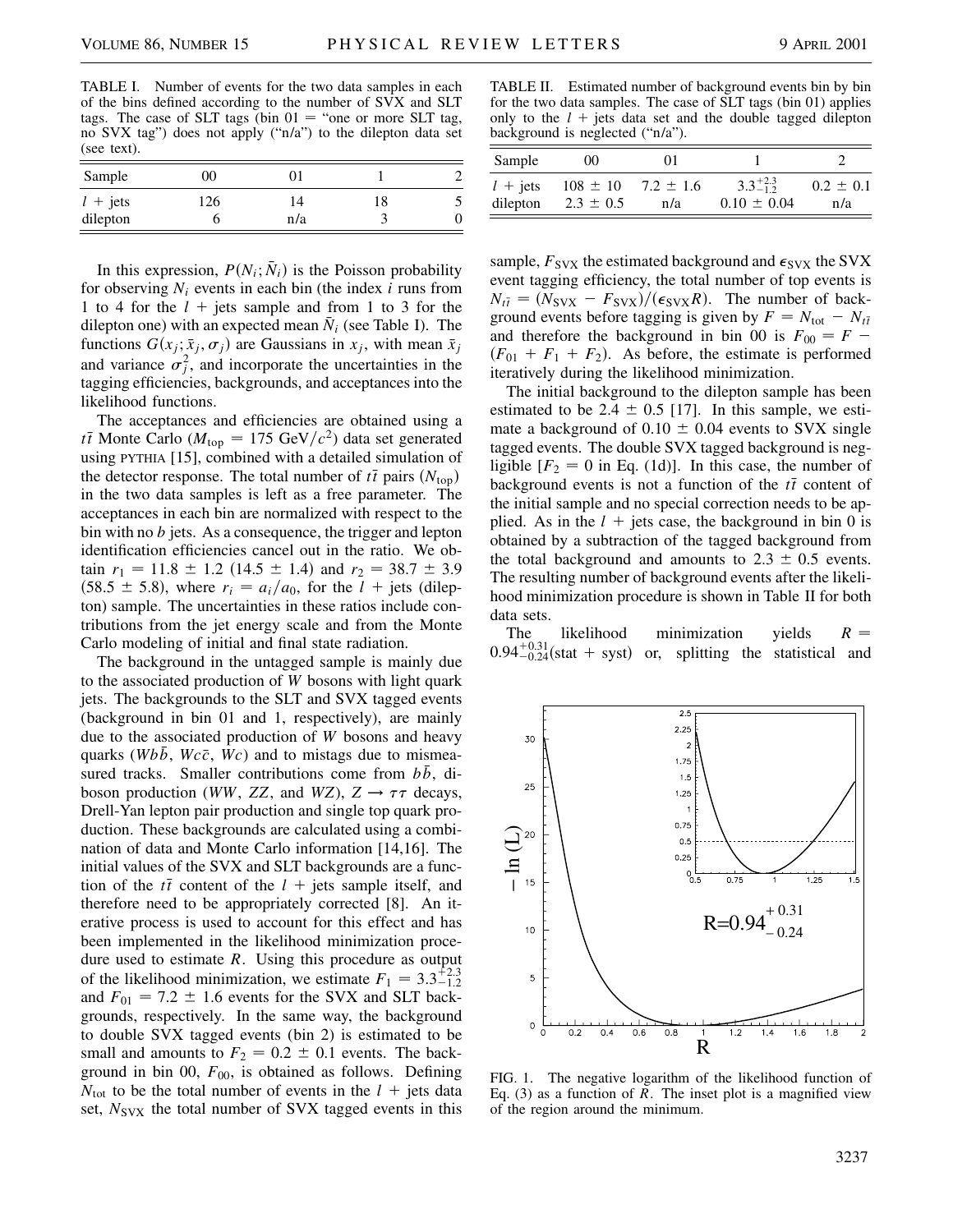TABLE I. Number of events for the two data samples in each of the bins defined according to the number of SVX and SLT tags. The case of SLT tags (bin 01 = "one or more SLT tag, no SVX tag") does not apply ("n/a") to the dilepton data set (see text).

| Sample | 00 | 01 | 1 | 2 |
|---|---|---|---|---|
| $l$ + jets | 126 | 14 | 18 | 5 |
| dilepton | 6 | n/a | 3 | 0 |

TABLE II. Estimated number of background events bin by bin for the two data samples. The case of SLT tags (bin 01) applies only to the $l$ + jets data set and the double tagged dilepton background is neglected ("n/a").

| Sample | 00 | 01 | 1 | 2 |
|---|---|---|---|---|
| $l$ + jets | $108 \pm 10$ | $7.2 \pm 1.6$ | $3.3^{+2.3}_{-1.2}$ | $0.2 \pm 0.1$ |
| dilepton | $2.3 \pm 0.5$ | n/a | $0.10 \pm 0.04$ | n/a |

In this expression, $P(N_i; \bar{N}_i)$ is the Poisson probability for observing $N_i$ events in each bin (the index $i$ runs from 1 to 4 for the $l$ + jets sample and from 1 to 3 for the dilepton one) with an expected mean $\bar{N}_i$ (see Table I). The functions $G(x_j; \bar{x}_j, \sigma_j)$ are Gaussians in $x_j$, with mean $\bar{x}_j$ and variance $\sigma_j^2$, and incorporate the uncertainties in the tagging efficiencies, backgrounds, and acceptances into the likelihood functions.

The acceptances and efficiencies are obtained using a $t\bar{t}$ Monte Carlo ($M_{\text{top}} = 175$ GeV$/c^2$) data set generated using PYTHIA [15], combined with a detailed simulation of the detector response. The total number of $t\bar{t}$ pairs ($N_{\text{top}}$) in the two data samples is left as a free parameter. The acceptances in each bin are normalized with respect to the bin with no $b$ jets. As a consequence, the trigger and lepton identification efficiencies cancel out in the ratio. We obtain $r_1 = 11.8 \pm 1.2$ ($14.5 \pm 1.4$) and $r_2 = 38.7 \pm 3.9$ ($58.5 \pm 5.8$), where $r_i = a_i/a_0$, for the $l$ + jets (dilepton) sample. The uncertainties in these ratios include contributions from the jet energy scale and from the Monte Carlo modeling of initial and final state radiation.

The background in the untagged sample is mainly due to the associated production of $W$ bosons with light quark jets. The backgrounds to the SLT and SVX tagged events (background in bin 01 and 1, respectively) are mainly due to the associated production of $W$ bosons and heavy quarks ($Wb\bar{b}$, $Wc\bar{c}$, $Wc$) and to mistags due to mismeasured tracks. Smaller contributions come from $b\bar{b}$, diboson production ($WW$, $ZZ$, and $WZ$), $Z \to \tau\tau$ decays, Drell-Yan lepton pair production and single top quark production. These backgrounds are calculated using a combination of data and Monte Carlo information [14,16]. The initial values of the SVX and SLT backgrounds are a function of the $t\bar{t}$ content of the $l$ + jets sample itself, and therefore need to be appropriately corrected [8]. An iterative process is used to account for this effect and has been implemented in the likelihood minimization procedure used to estimate $R$. Using this procedure as output of the likelihood minimization, we estimate $F_1 = 3.3^{+2.3}_{-1.2}$ and $F_{01} = 7.2 \pm 1.6$ events for the SVX and SLT backgrounds, respectively. In the same way, the background to double SVX tagged events (bin 2) is estimated to be small and amounts to $F_2 = 0.2 \pm 0.1$ events. The background in bin 00, $F_{00}$, is obtained as follows. Defining $N_{\text{tot}}$ to be the total number of events in the $l$ + jets data set, $N_{\text{SVX}}$ the total number of SVX tagged events in this sample, $F_{\text{SVX}}$ the estimated background and $\epsilon_{\text{SVX}}$ the SVX event tagging efficiency, the total number of top events is $N_{t\bar{t}} = (N_{\text{SVX}} - F_{\text{SVX}})/(\epsilon_{\text{SVX}} R)$. The number of background events before tagging is given by $F = N_{\text{tot}} - N_{t\bar{t}}$ and therefore the background in bin 00 is $F_{00} = F - (F_{01} + F_1 + F_2)$. As before, the estimate is performed iteratively during the likelihood minimization.

The initial background to the dilepton sample has been estimated to be $2.4 \pm 0.5$ [17]. In this sample, we estimate a background of $0.10 \pm 0.04$ events to SVX single tagged events. The double SVX tagged background is negligible [$F_2 = 0$ in Eq. (1d)]. In this case, the number of background events is not a function of the $t\bar{t}$ content of the initial sample and no special correction needs to be applied. As in the $l$ + jets case, the background in bin 0 is obtained by a subtraction of the tagged background from the total background and amounts to $2.3 \pm 0.5$ events. The resulting number of background events after the likelihood minimization procedure is shown in Table II for both data sets.

The likelihood minimization yields $R = 0.94^{+0.31}_{-0.24}$(stat + syst) or, splitting the statistical and

FIG. 1. The negative logarithm of the likelihood function of Eq. (3) as a function of $R$. The inset plot is a magnified view of the region around the minimum.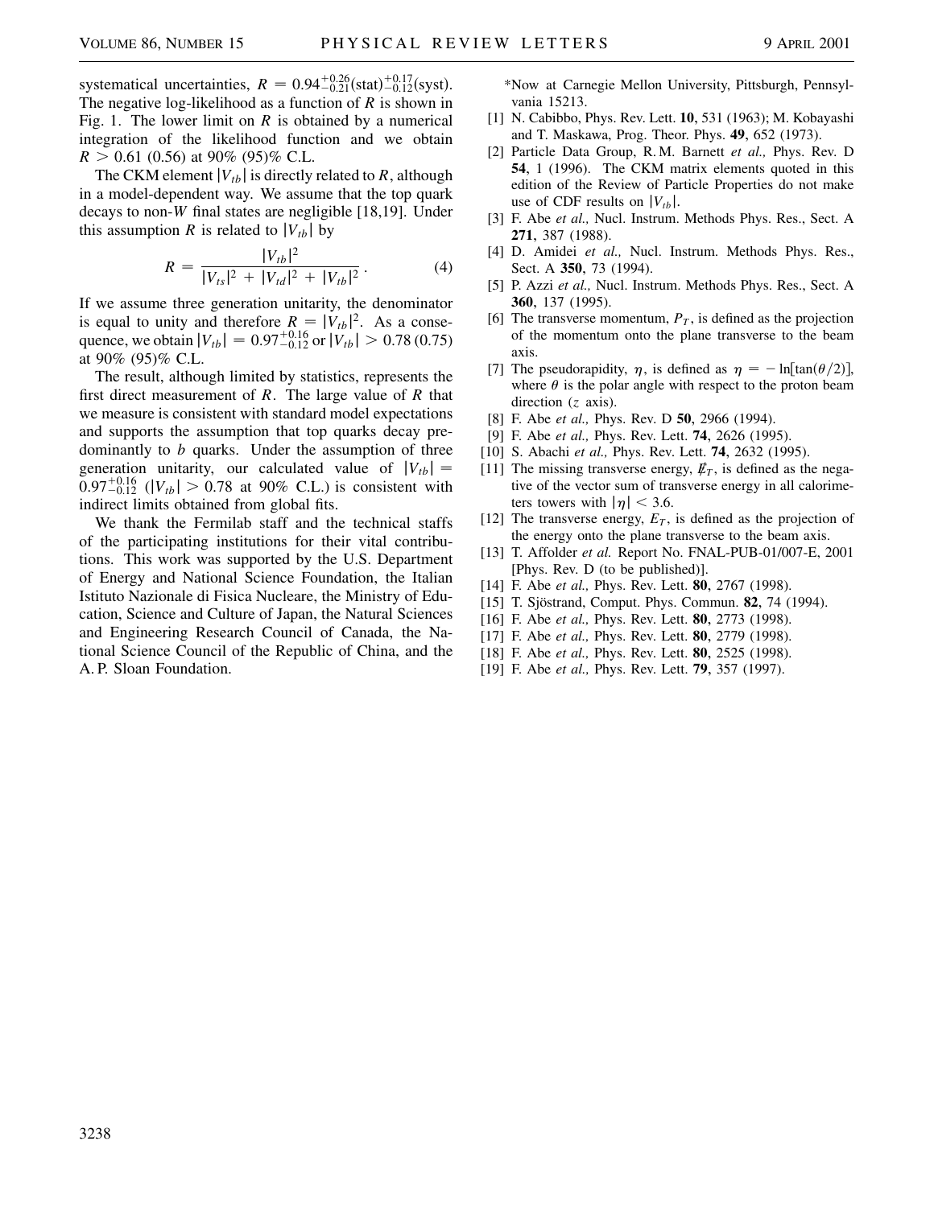systematical uncertainties, $R = 0.94^{+0.26}_{-0.21}(\text{stat})^{+0.17}_{-0.12}(\text{syst})$. The negative log-likelihood as a function of $R$ is shown in Fig. 1. The lower limit on $R$ is obtained by a numerical integration of the likelihood function and we obtain $R > 0.61$ (0.56) at 90% (95)% C.L.

The CKM element $|V_{tb}|$ is directly related to $R$, although in a model-dependent way. We assume that the top quark decays to non-$W$ final states are negligible [18,19]. Under this assumption $R$ is related to $|V_{tb}|$ by

$$R = \frac{|V_{tb}|^2}{|V_{ts}|^2 + |V_{td}|^2 + |V_{tb}|^2} . \tag{4}$$

If we assume three generation unitarity, the denominator is equal to unity and therefore $R = |V_{tb}|^2$. As a consequence, we obtain $|V_{tb}| = 0.97^{+0.16}_{-0.12}$ or $|V_{tb}| > 0.78$ (0.75) at 90% (95)% C.L.

The result, although limited by statistics, represents the first direct measurement of $R$. The large value of $R$ that we measure is consistent with standard model expectations and supports the assumption that top quarks decay predominantly to $b$ quarks. Under the assumption of three generation unitarity, our calculated value of $|V_{tb}| = 0.97^{+0.16}_{-0.12}$ ($|V_{tb}| > 0.78$ at 90% C.L.) is consistent with indirect limits obtained from global fits.

We thank the Fermilab staff and the technical staffs of the participating institutions for their vital contributions. This work was supported by the U.S. Department of Energy and National Science Foundation, the Italian Istituto Nazionale di Fisica Nucleare, the Ministry of Education, Science and Culture of Japan, the Natural Sciences and Engineering Research Council of Canada, the National Science Council of the Republic of China, and the A. P. Sloan Foundation.

*Now at Carnegie Mellon University, Pittsburgh, Pennsylvania 15213.

[1] N. Cabibbo, Phys. Rev. Lett. **10**, 531 (1963); M. Kobayashi and T. Maskawa, Prog. Theor. Phys. **49**, 652 (1973).

[2] Particle Data Group, R. M. Barnett *et al.,* Phys. Rev. D **54**, 1 (1996). The CKM matrix elements quoted in this edition of the Review of Particle Properties do not make use of CDF results on $|V_{tb}|$.

[3] F. Abe *et al.,* Nucl. Instrum. Methods Phys. Res., Sect. A **271**, 387 (1988).

[4] D. Amidei *et al.,* Nucl. Instrum. Methods Phys. Res., Sect. A **350**, 73 (1994).

[5] P. Azzi *et al.,* Nucl. Instrum. Methods Phys. Res., Sect. A **360**, 137 (1995).

[6] The transverse momentum, $P_T$, is defined as the projection of the momentum onto the plane transverse to the beam axis.

[7] The pseudorapidity, $\eta$, is defined as $\eta = -\ln[\tan(\theta/2)]$, where $\theta$ is the polar angle with respect to the proton beam direction ($z$ axis).

[8] F. Abe *et al.,* Phys. Rev. D **50**, 2966 (1994).

[9] F. Abe *et al.,* Phys. Rev. Lett. **74**, 2626 (1995).

[10] S. Abachi *et al.,* Phys. Rev. Lett. **74**, 2632 (1995).

[11] The missing transverse energy, $\not\!\!E_T$, is defined as the negative of the vector sum of transverse energy in all calorimeters towers with $|\eta| < 3.6$.

[12] The transverse energy, $E_T$, is defined as the projection of the energy onto the plane transverse to the beam axis.

[13] T. Affolder *et al.* Report No. FNAL-PUB-01/007-E, 2001 [Phys. Rev. D (to be published)].

[14] F. Abe *et al.,* Phys. Rev. Lett. **80**, 2767 (1998).

[15] T. Sjöstrand, Comput. Phys. Commun. **82**, 74 (1994).

[16] F. Abe *et al.,* Phys. Rev. Lett. **80**, 2773 (1998).

[17] F. Abe *et al.,* Phys. Rev. Lett. **80**, 2779 (1998).

[18] F. Abe *et al.,* Phys. Rev. Lett. **80**, 2525 (1998).

[19] F. Abe *et al.,* Phys. Rev. Lett. **79**, 357 (1997).